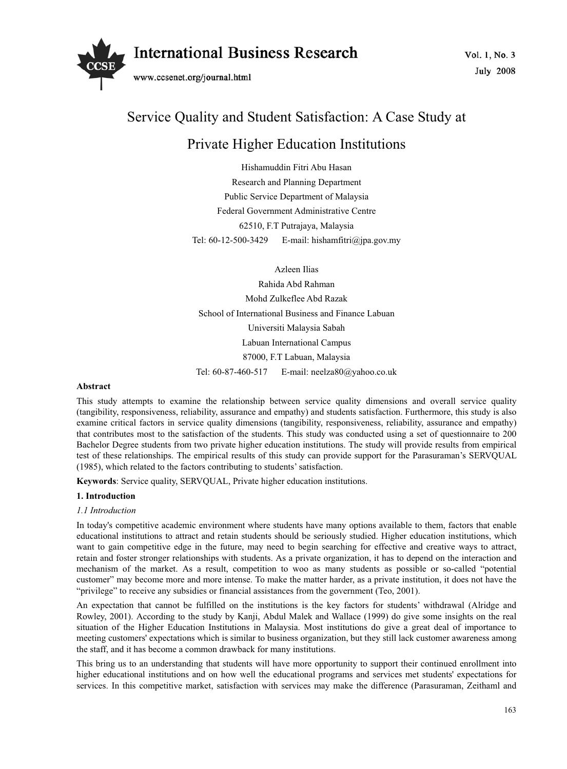# Service Quality and Student Satisfaction: A Case Study at Private Higher Education Institutions

Hishamuddin Fitri Abu Hasan

Research and Planning Department

Public Service Department of Malaysia

Federal Government Administrative Centre

62510, F.T Putrajaya, Malaysia

Tel: 60-12-500-3429 E-mail: hishamfitri@jpa.gov.my

Azleen Ilias

Rahida Abd Rahman

Mohd Zulkeflee Abd Razak

School of International Business and Finance Labuan

Universiti Malaysia Sabah

Labuan International Campus

87000, F.T Labuan, Malaysia

Tel: 60-87-460-517 E-mail: neelza80@yahoo.co.uk

**Abstract**

This study attempts to examine the relationship between service quality dimensions and overall service quality (tangibility, responsiveness, reliability, assurance and empathy) and students satisfaction. Furthermore, this study is also examine critical factors in service quality dimensions (tangibility, responsiveness, reliability, assurance and empathy) that contributes most to the satisfaction of the students. This study was conducted using a set of questionnaire to 200 Bachelor Degree students from two private higher education institutions. The study will provide results from empirical test of these relationships. The empirical results of this study can provide support for the Parasuraman's SERVQUAL (1985), which related to the factors contributing to students' satisfaction.

**Keywords**: Service quality, SERVQUAL, Private higher education institutions.

## 1. Introduction

### *1.1 Introduction*

In today's competitive academic environment where students have many options available to them, factors that enable educational institutions to attract and retain students should be seriously studied. Higher education institutions, which want to gain competitive edge in the future, may need to begin searching for effective and creative ways to attract, retain and foster stronger relationships with students. As a private organization, it has to depend on the interaction and mechanism of the market. As a result, competition to woo as many students as possible or so-called "potential customer" may become more and more intense. To make the matter harder, as a private institution, it does not have the "privilege" to receive any subsidies or financial assistances from the government (Teo, 2001).

An expectation that cannot be fulfilled on the institutions is the key factors for students' withdrawal (Alridge and Rowley, 2001). According to the study by Kanji, Abdul Malek and Wallace (1999) do give some insights on the real situation of the Higher Education Institutions in Malaysia. Most institutions do give a great deal of importance to meeting customers' expectations which is similar to business organization, but they still lack customer awareness among the staff, and it has become a common drawback for many institutions.

This bring us to an understanding that students will have more opportunity to support their continued enrollment into higher educational institutions and on how well the educational programs and services met students' expectations for services. In this competitive market, satisfaction with services may make the difference (Parasuraman, Zeithaml and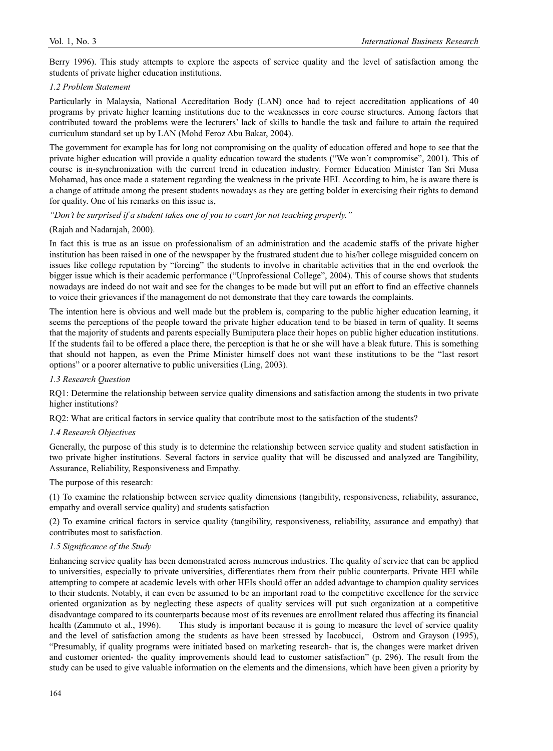Berry 1996). This study attempts to explore the aspects of service quality and the level of satisfaction among the students of private higher education institutions.

### *1.2 Problem Statement*

Particularly in Malaysia, National Accreditation Body (LAN) once had to reject accreditation applications of 40 programs by private higher learning institutions due to the weaknesses in core course structures. Among factors that contributed toward the problems were the lecturers' lack of skills to handle the task and failure to attain the required curriculum standard set up by LAN (Mohd Feroz Abu Bakar, 2004).

The government for example has for long not compromising on the quality of education offered and hope to see that the private higher education will provide a quality education toward the students ("We won't compromise", 2001). This of course is in-synchronization with the current trend in education industry. Former Education Minister Tan Sri Musa Mohamad, has once made a statement regarding the weakness in the private HEI. According to him, he is aware there is a change of attitude among the present students nowadays as they are getting bolder in exercising their rights to demand for quality. One of his remarks on this issue is,

*"Don't be surprised if a student takes one of you to court for not teaching properly."*

(Rajah and Nadarajah, 2000).

In fact this is true as an issue on professionalism of an administration and the academic staffs of the private higher institution has been raised in one of the newspaper by the frustrated student due to his/her college misguided concern on issues like college reputation by "forcing" the students to involve in charitable activities that in the end overlook the bigger issue which is their academic performance ("Unprofessional College", 2004). This of course shows that students nowadays are indeed do not wait and see for the changes to be made but will put an effort to find an effective channels to voice their grievances if the management do not demonstrate that they care towards the complaints.

The intention here is obvious and well made but the problem is, comparing to the public higher education learning, it seems the perceptions of the people toward the private higher education tend to be biased in term of quality. It seems that the majority of students and parents especially Bumiputera place their hopes on public higher education institutions. If the students fail to be offered a place there, the perception is that he or she will have a bleak future. This is something that should not happen, as even the Prime Minister himself does not want these institutions to be the "last resort options" or a poorer alternative to public universities (Ling, 2003).

### *1.3 Research Question*

RQ1: Determine the relationship between service quality dimensions and satisfaction among the students in two private higher institutions?

RQ2: What are critical factors in service quality that contribute most to the satisfaction of the students?

### *1.4 Research Objectives*

Generally, the purpose of this study is to determine the relationship between service quality and student satisfaction in two private higher institutions. Several factors in service quality that will be discussed and analyzed are Tangibility, Assurance, Reliability, Responsiveness and Empathy.

The purpose of this research:

(1) To examine the relationship between service quality dimensions (tangibility, responsiveness, reliability, assurance, empathy and overall service quality) and students satisfaction

(2) To examine critical factors in service quality (tangibility, responsiveness, reliability, assurance and empathy) that contributes most to satisfaction.

### *1.5 Significance of the Study*

Enhancing service quality has been demonstrated across numerous industries. The quality of service that can be applied to universities, especially to private universities, differentiates them from their public counterparts. Private HEI while attempting to compete at academic levels with other HEIs should offer an added advantage to champion quality services to their students. Notably, it can even be assumed to be an important road to the competitive excellence for the service oriented organization as by neglecting these aspects of quality services will put such organization at a competitive disadvantage compared to its counterparts because most of its revenues are enrollment related thus affecting its financial health (Zammuto et al., 1996). This study is important because it is going to measure the level of service quality and the level of satisfaction among the students as have been stressed by Iacobucci, Ostrom and Grayson (1995), "Presumably, if quality programs were initiated based on marketing research- that is, the changes were market driven and customer oriented- the quality improvements should lead to customer satisfaction" (p. 296). The result from the study can be used to give valuable information on the elements and the dimensions, which have been given a priority by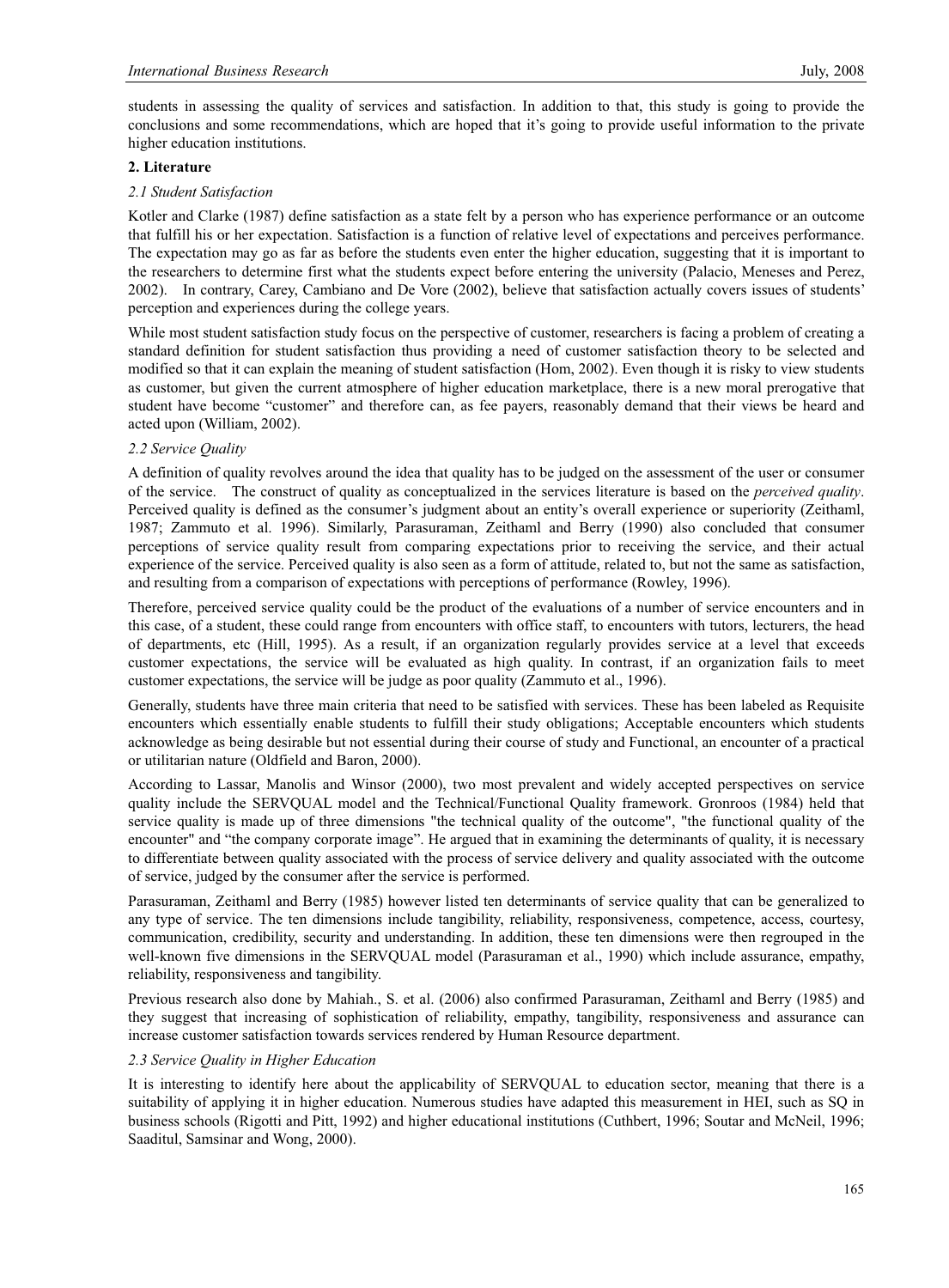students in assessing the quality of services and satisfaction. In addition to that, this study is going to provide the conclusions and some recommendations, which are hoped that it's going to provide useful information to the private higher education institutions.

## 2. Literature

### *2.1 Student Satisfaction*

Kotler and Clarke (1987) define satisfaction as a state felt by a person who has experience performance or an outcome that fulfill his or her expectation. Satisfaction is a function of relative level of expectations and perceives performance. The expectation may go as far as before the students even enter the higher education, suggesting that it is important to the researchers to determine first what the students expect before entering the university (Palacio, Meneses and Perez, 2002). In contrary, Carey, Cambiano and De Vore (2002), believe that satisfaction actually covers issues of students' perception and experiences during the college years.

While most student satisfaction study focus on the perspective of customer, researchers is facing a problem of creating a standard definition for student satisfaction thus providing a need of customer satisfaction theory to be selected and modified so that it can explain the meaning of student satisfaction (Hom, 2002). Even though it is risky to view students as customer, but given the current atmosphere of higher education marketplace, there is a new moral prerogative that student have become "customer" and therefore can, as fee payers, reasonably demand that their views be heard and acted upon (William, 2002).

### *2.2 Service Quality*

A definition of quality revolves around the idea that quality has to be judged on the assessment of the user or consumer of the service. The construct of quality as conceptualized in the services literature is based on the *perceived quality*. Perceived quality is defined as the consumer's judgment about an entity's overall experience or superiority (Zeithaml, 1987; Zammuto et al. 1996). Similarly, Parasuraman, Zeithaml and Berry (1990) also concluded that consumer perceptions of service quality result from comparing expectations prior to receiving the service, and their actual experience of the service. Perceived quality is also seen as a form of attitude, related to, but not the same as satisfaction, and resulting from a comparison of expectations with perceptions of performance (Rowley, 1996).

Therefore, perceived service quality could be the product of the evaluations of a number of service encounters and in this case, of a student, these could range from encounters with office staff, to encounters with tutors, lecturers, the head of departments, etc (Hill, 1995). As a result, if an organization regularly provides service at a level that exceeds customer expectations, the service will be evaluated as high quality. In contrast, if an organization fails to meet customer expectations, the service will be judge as poor quality (Zammuto et al., 1996).

Generally, students have three main criteria that need to be satisfied with services. These has been labeled as Requisite encounters which essentially enable students to fulfill their study obligations; Acceptable encounters which students acknowledge as being desirable but not essential during their course of study and Functional, an encounter of a practical or utilitarian nature (Oldfield and Baron, 2000).

According to Lassar, Manolis and Winsor (2000), two most prevalent and widely accepted perspectives on service quality include the SERVQUAL model and the Technical/Functional Quality framework. Gronroos (1984) held that service quality is made up of three dimensions "the technical quality of the outcome", "the functional quality of the encounter" and "the company corporate image". He argued that in examining the determinants of quality, it is necessary to differentiate between quality associated with the process of service delivery and quality associated with the outcome of service, judged by the consumer after the service is performed.

Parasuraman, Zeithaml and Berry (1985) however listed ten determinants of service quality that can be generalized to any type of service. The ten dimensions include tangibility, reliability, responsiveness, competence, access, courtesy, communication, credibility, security and understanding. In addition, these ten dimensions were then regrouped in the well-known five dimensions in the SERVQUAL model (Parasuraman et al., 1990) which include assurance, empathy, reliability, responsiveness and tangibility.

Previous research also done by Mahiah., S. et al. (2006) also confirmed Parasuraman, Zeithaml and Berry (1985) and they suggest that increasing of sophistication of reliability, empathy, tangibility, responsiveness and assurance can increase customer satisfaction towards services rendered by Human Resource department.

### *2.3 Service Quality in Higher Education*

It is interesting to identify here about the applicability of SERVQUAL to education sector, meaning that there is a suitability of applying it in higher education. Numerous studies have adapted this measurement in HEI, such as SQ in business schools (Rigotti and Pitt, 1992) and higher educational institutions (Cuthbert, 1996; Soutar and McNeil, 1996; Saaditul, Samsinar and Wong, 2000).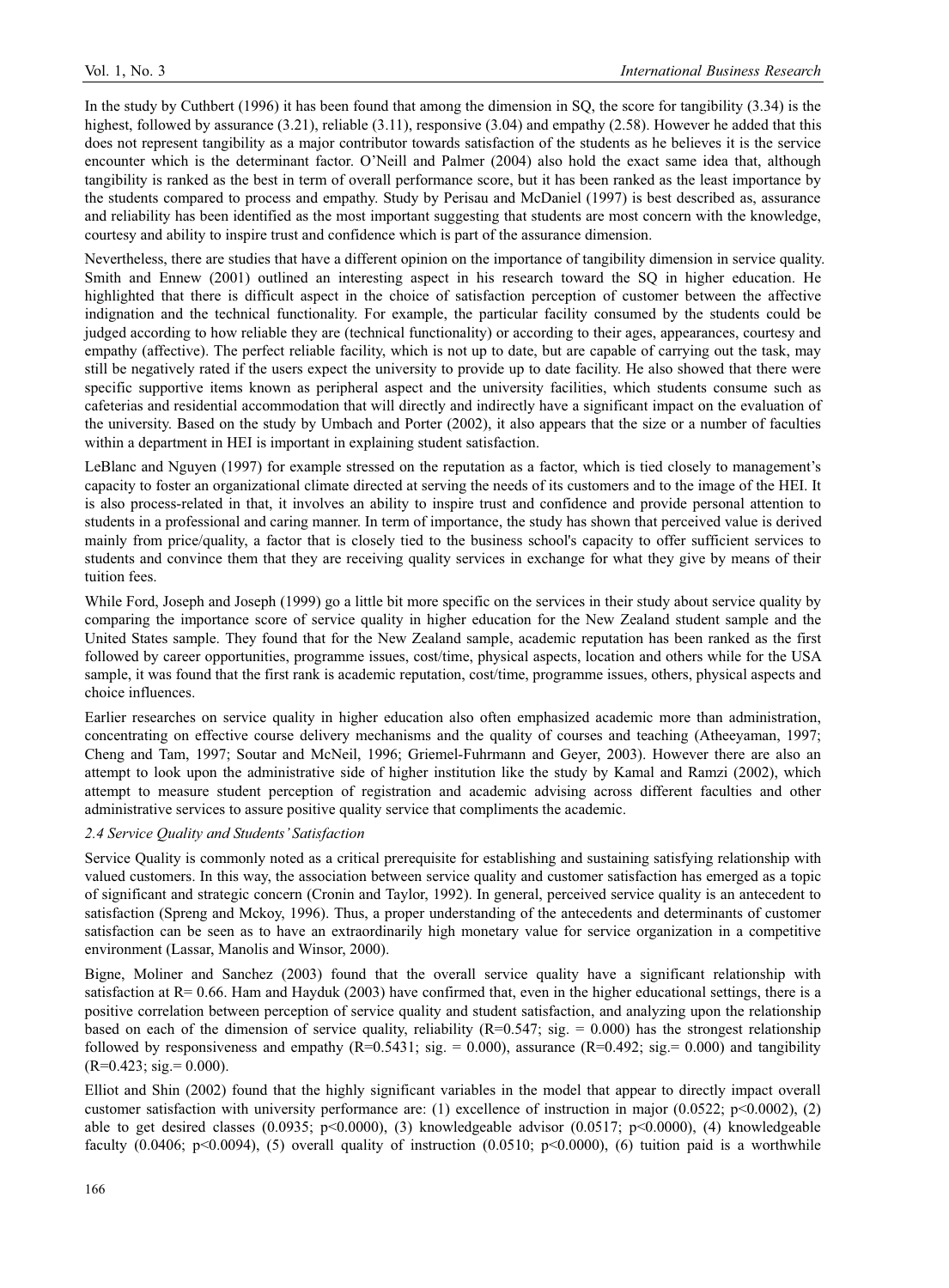In the study by Cuthbert (1996) it has been found that among the dimension in SQ, the score for tangibility (3.34) is the highest, followed by assurance (3.21), reliable (3.11), responsive (3.04) and empathy (2.58). However he added that this does not represent tangibility as a major contributor towards satisfaction of the students as he believes it is the service encounter which is the determinant factor. O'Neill and Palmer (2004) also hold the exact same idea that, although tangibility is ranked as the best in term of overall performance score, but it has been ranked as the least importance by the students compared to process and empathy. Study by Perisau and McDaniel (1997) is best described as, assurance and reliability has been identified as the most important suggesting that students are most concern with the knowledge, courtesy and ability to inspire trust and confidence which is part of the assurance dimension.

Nevertheless, there are studies that have a different opinion on the importance of tangibility dimension in service quality. Smith and Ennew (2001) outlined an interesting aspect in his research toward the SQ in higher education. He highlighted that there is difficult aspect in the choice of satisfaction perception of customer between the affective indignation and the technical functionality. For example, the particular facility consumed by the students could be judged according to how reliable they are (technical functionality) or according to their ages, appearances, courtesy and empathy (affective). The perfect reliable facility, which is not up to date, but are capable of carrying out the task, may still be negatively rated if the users expect the university to provide up to date facility. He also showed that there were specific supportive items known as peripheral aspect and the university facilities, which students consume such as cafeterias and residential accommodation that will directly and indirectly have a significant impact on the evaluation of the university. Based on the study by Umbach and Porter (2002), it also appears that the size or a number of faculties within a department in HEI is important in explaining student satisfaction.

LeBlanc and Nguyen (1997) for example stressed on the reputation as a factor, which is tied closely to management's capacity to foster an organizational climate directed at serving the needs of its customers and to the image of the HEI. It is also process-related in that, it involves an ability to inspire trust and confidence and provide personal attention to students in a professional and caring manner. In term of importance, the study has shown that perceived value is derived mainly from price/quality, a factor that is closely tied to the business school's capacity to offer sufficient services to students and convince them that they are receiving quality services in exchange for what they give by means of their tuition fees.

While Ford, Joseph and Joseph (1999) go a little bit more specific on the services in their study about service quality by comparing the importance score of service quality in higher education for the New Zealand student sample and the United States sample. They found that for the New Zealand sample, academic reputation has been ranked as the first followed by career opportunities, programme issues, cost/time, physical aspects, location and others while for the USA sample, it was found that the first rank is academic reputation, cost/time, programme issues, others, physical aspects and choice influences.

Earlier researches on service quality in higher education also often emphasized academic more than administration, concentrating on effective course delivery mechanisms and the quality of courses and teaching (Atheeyaman, 1997; Cheng and Tam, 1997; Soutar and McNeil, 1996; Griemel-Fuhrmann and Geyer, 2003). However there are also an attempt to look upon the administrative side of higher institution like the study by Kamal and Ramzi (2002), which attempt to measure student perception of registration and academic advising across different faculties and other administrative services to assure positive quality service that compliments the academic.

### *2.4 Service Quality and Students' Satisfaction*

Service Quality is commonly noted as a critical prerequisite for establishing and sustaining satisfying relationship with valued customers. In this way, the association between service quality and customer satisfaction has emerged as a topic of significant and strategic concern (Cronin and Taylor, 1992). In general, perceived service quality is an antecedent to satisfaction (Spreng and Mckoy, 1996). Thus, a proper understanding of the antecedents and determinants of customer satisfaction can be seen as to have an extraordinarily high monetary value for service organization in a competitive environment (Lassar, Manolis and Winsor, 2000).

Bigne, Moliner and Sanchez (2003) found that the overall service quality have a significant relationship with satisfaction at $R = 0.66$. Ham and Hayduk (2003) have confirmed that, even in the higher educational settings, there is a positive correlation between perception of service quality and student satisfaction, and analyzing upon the relationship based on each of the dimension of service quality, reliability ($R=0.547$; sig. $= 0.000$) has the strongest relationship followed by responsiveness and empathy ($R=0.5431$; sig. $= 0.000$), assurance ($R=0.492$; sig.$= 0.000$) and tangibility ($R=0.423$; sig.$= 0.000$).

Elliot and Shin (2002) found that the highly significant variables in the model that appear to directly impact overall customer satisfaction with university performance are: (1) excellence of instruction in major (0.0522; $p<0.0002$), (2) able to get desired classes (0.0935; $p<0.0000$), (3) knowledgeable advisor (0.0517; $p<0.0000$), (4) knowledgeable faculty (0.0406; $p<0.0094$), (5) overall quality of instruction (0.0510; $p<0.0000$), (6) tuition paid is a worthwhile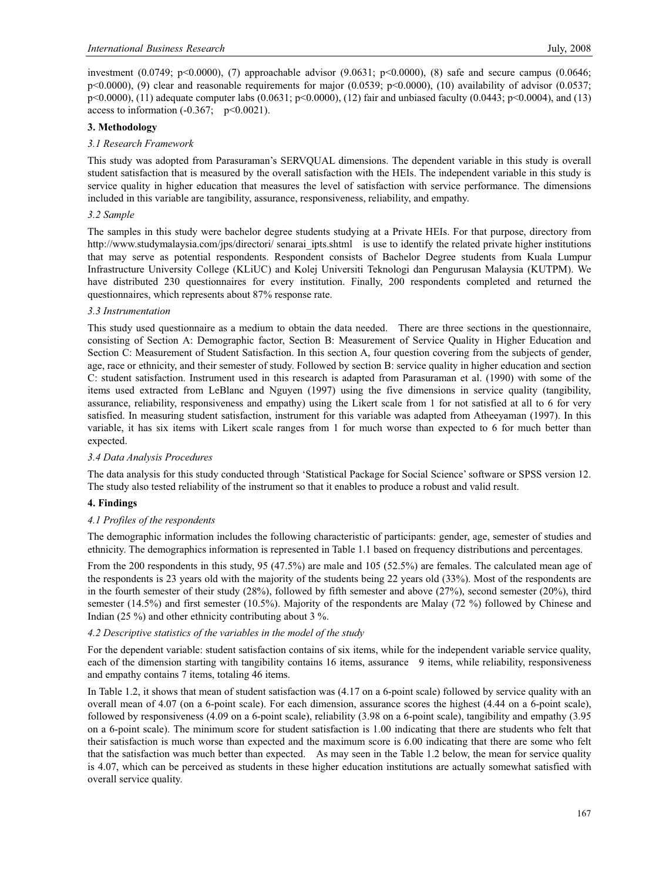investment (0.0749; $p<0.0000$), (7) approachable advisor (9.0631; $p<0.0000$), (8) safe and secure campus (0.0646; $p<0.0000$), (9) clear and reasonable requirements for major (0.0539; $p<0.0000$), (10) availability of advisor (0.0537; $p<0.0000$), (11) adequate computer labs (0.0631; $p<0.0000$), (12) fair and unbiased faculty (0.0443; $p<0.0004$), and (13) access to information (-0.367; $p<0.0021$).

## 3. Methodology

### *3.1 Research Framework*

This study was adopted from Parasuraman's SERVQUAL dimensions. The dependent variable in this study is overall student satisfaction that is measured by the overall satisfaction with the HEIs. The independent variable in this study is service quality in higher education that measures the level of satisfaction with service performance. The dimensions included in this variable are tangibility, assurance, responsiveness, reliability, and empathy.

### *3.2 Sample*

The samples in this study were bachelor degree students studying at a Private HEIs. For that purpose, directory from http://www.studymalaysia.com/jps/directori/ senarai_ipts.shtml is use to identify the related private higher institutions that may serve as potential respondents. Respondent consists of Bachelor Degree students from Kuala Lumpur Infrastructure University College (KLiUC) and Kolej Universiti Teknologi dan Pengurusan Malaysia (KUTPM). We have distributed 230 questionnaires for every institution. Finally, 200 respondents completed and returned the questionnaires, which represents about 87% response rate.

### *3.3 Instrumentation*

This study used questionnaire as a medium to obtain the data needed. There are three sections in the questionnaire, consisting of Section A: Demographic factor, Section B: Measurement of Service Quality in Higher Education and Section C: Measurement of Student Satisfaction. In this section A, four question covering from the subjects of gender, age, race or ethnicity, and their semester of study. Followed by section B: service quality in higher education and section C: student satisfaction. Instrument used in this research is adapted from Parasuraman et al. (1990) with some of the items used extracted from LeBlanc and Nguyen (1997) using the five dimensions in service quality (tangibility, assurance, reliability, responsiveness and empathy) using the Likert scale from 1 for not satisfied at all to 6 for very satisfied. In measuring student satisfaction, instrument for this variable was adapted from Atheeyaman (1997). In this variable, it has six items with Likert scale ranges from 1 for much worse than expected to 6 for much better than expected.

### *3.4 Data Analysis Procedures*

The data analysis for this study conducted through 'Statistical Package for Social Science' software or SPSS version 12. The study also tested reliability of the instrument so that it enables to produce a robust and valid result.

## 4. Findings

### *4.1 Profiles of the respondents*

The demographic information includes the following characteristic of participants: gender, age, semester of studies and ethnicity. The demographics information is represented in Table 1.1 based on frequency distributions and percentages.

From the 200 respondents in this study, 95 (47.5%) are male and 105 (52.5%) are females. The calculated mean age of the respondents is 23 years old with the majority of the students being 22 years old (33%). Most of the respondents are in the fourth semester of their study (28%), followed by fifth semester and above (27%), second semester (20%), third semester (14.5%) and first semester (10.5%). Majority of the respondents are Malay (72 %) followed by Chinese and Indian (25 %) and other ethnicity contributing about 3 %.

### *4.2 Descriptive statistics of the variables in the model of the study*

For the dependent variable: student satisfaction contains of six items, while for the independent variable service quality, each of the dimension starting with tangibility contains 16 items, assurance 9 items, while reliability, responsiveness and empathy contains 7 items, totaling 46 items.

In Table 1.2, it shows that mean of student satisfaction was (4.17 on a 6-point scale) followed by service quality with an overall mean of 4.07 (on a 6-point scale). For each dimension, assurance scores the highest (4.44 on a 6-point scale), followed by responsiveness (4.09 on a 6-point scale), reliability (3.98 on a 6-point scale), tangibility and empathy (3.95 on a 6-point scale). The minimum score for student satisfaction is 1.00 indicating that there are students who felt that their satisfaction is much worse than expected and the maximum score is 6.00 indicating that there are some who felt that the satisfaction was much better than expected. As may seen in the Table 1.2 below, the mean for service quality is 4.07, which can be perceived as students in these higher education institutions are actually somewhat satisfied with overall service quality.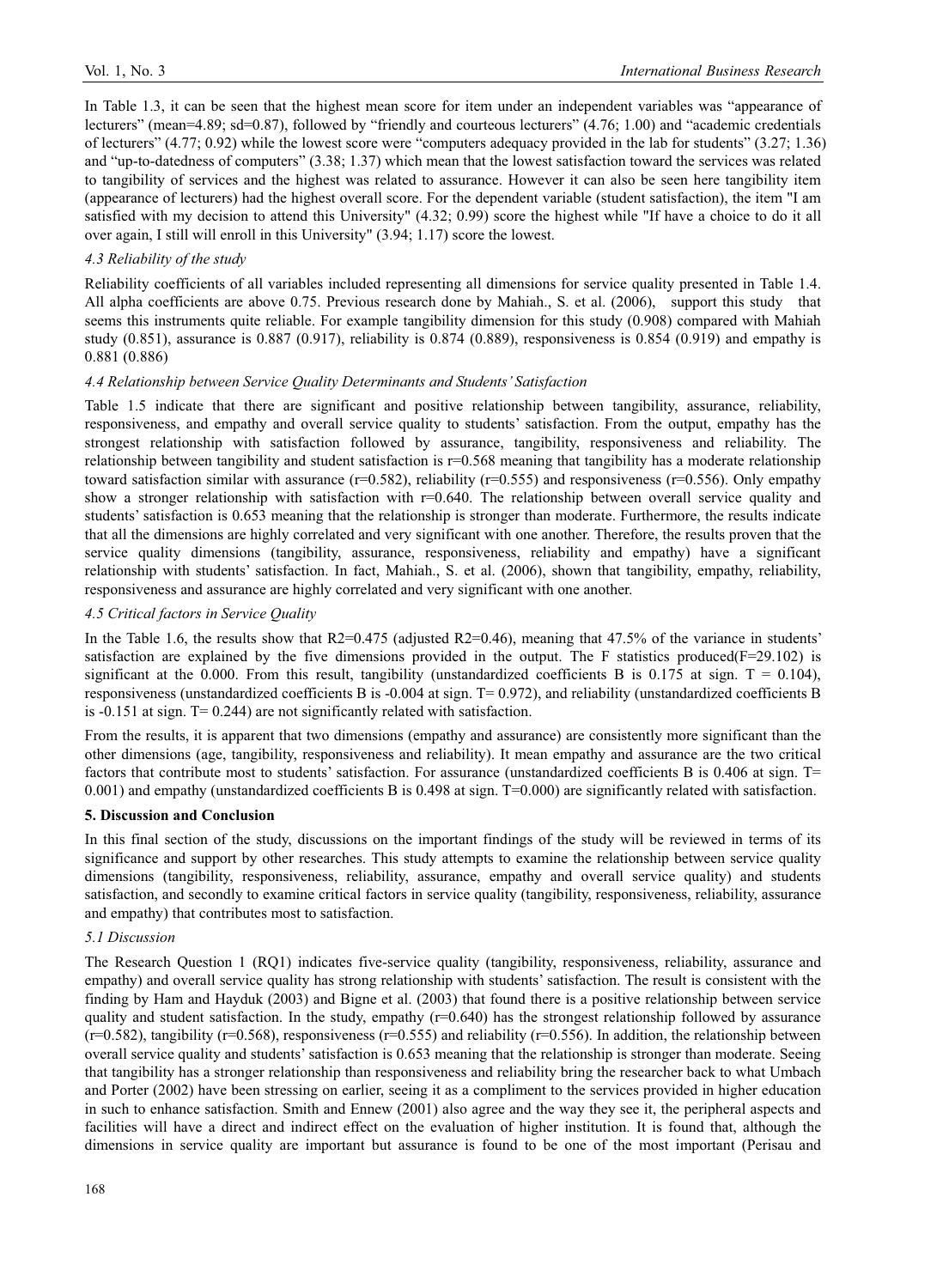In Table 1.3, it can be seen that the highest mean score for item under an independent variables was "appearance of lecturers" (mean=4.89; sd=0.87), followed by "friendly and courteous lecturers" (4.76; 1.00) and "academic credentials of lecturers" (4.77; 0.92) while the lowest score were "computers adequacy provided in the lab for students" (3.27; 1.36) and "up-to-datedness of computers" (3.38; 1.37) which mean that the lowest satisfaction toward the services was related to tangibility of services and the highest was related to assurance. However it can also be seen here tangibility item (appearance of lecturers) had the highest overall score. For the dependent variable (student satisfaction), the item "I am satisfied with my decision to attend this University" (4.32; 0.99) score the highest while "If have a choice to do it all over again, I still will enroll in this University" (3.94; 1.17) score the lowest.

### *4.3 Reliability of the study*

Reliability coefficients of all variables included representing all dimensions for service quality presented in Table 1.4. All alpha coefficients are above 0.75. Previous research done by Mahiah., S. et al. (2006), support this study that seems this instruments quite reliable. For example tangibility dimension for this study (0.908) compared with Mahiah study (0.851), assurance is 0.887 (0.917), reliability is 0.874 (0.889), responsiveness is 0.854 (0.919) and empathy is 0.881 (0.886)

### *4.4 Relationship between Service Quality Determinants and Students' Satisfaction*

Table 1.5 indicate that there are significant and positive relationship between tangibility, assurance, reliability, responsiveness, and empathy and overall service quality to students' satisfaction. From the output, empathy has the strongest relationship with satisfaction followed by assurance, tangibility, responsiveness and reliability. The relationship between tangibility and student satisfaction is r=0.568 meaning that tangibility has a moderate relationship toward satisfaction similar with assurance (r=0.582), reliability (r=0.555) and responsiveness (r=0.556). Only empathy show a stronger relationship with satisfaction with r=0.640. The relationship between overall service quality and students' satisfaction is 0.653 meaning that the relationship is stronger than moderate. Furthermore, the results indicate that all the dimensions are highly correlated and very significant with one another. Therefore, the results proven that the service quality dimensions (tangibility, assurance, responsiveness, reliability and empathy) have a significant relationship with students' satisfaction. In fact, Mahiah., S. et al. (2006), shown that tangibility, empathy, reliability, responsiveness and assurance are highly correlated and very significant with one another.

### *4.5 Critical factors in Service Quality*

In the Table 1.6, the results show that $R^2$=0.475 (adjusted $R^2$=0.46), meaning that 47.5% of the variance in students' satisfaction are explained by the five dimensions provided in the output. The F statistics produced(F=29.102) is significant at the 0.000. From this result, tangibility (unstandardized coefficients B is 0.175 at sign. T = 0.104), responsiveness (unstandardized coefficients B is -0.004 at sign. T= 0.972), and reliability (unstandardized coefficients B is -0.151 at sign. T= 0.244) are not significantly related with satisfaction.

From the results, it is apparent that two dimensions (empathy and assurance) are consistently more significant than the other dimensions (age, tangibility, responsiveness and reliability). It mean empathy and assurance are the two critical factors that contribute most to students' satisfaction. For assurance (unstandardized coefficients B is 0.406 at sign. T= 0.001) and empathy (unstandardized coefficients B is 0.498 at sign. T=0.000) are significantly related with satisfaction.

## **5. Discussion and Conclusion**

In this final section of the study, discussions on the important findings of the study will be reviewed in terms of its significance and support by other researches. This study attempts to examine the relationship between service quality dimensions (tangibility, responsiveness, reliability, assurance, empathy and overall service quality) and students satisfaction, and secondly to examine critical factors in service quality (tangibility, responsiveness, reliability, assurance and empathy) that contributes most to satisfaction.

### *5.1 Discussion*

The Research Question 1 (RQ1) indicates five-service quality (tangibility, responsiveness, reliability, assurance and empathy) and overall service quality has strong relationship with students' satisfaction. The result is consistent with the finding by Ham and Hayduk (2003) and Bigne et al. (2003) that found there is a positive relationship between service quality and student satisfaction. In the study, empathy (r=0.640) has the strongest relationship followed by assurance (r=0.582), tangibility (r=0.568), responsiveness (r=0.555) and reliability (r=0.556). In addition, the relationship between overall service quality and students' satisfaction is 0.653 meaning that the relationship is stronger than moderate. Seeing that tangibility has a stronger relationship than responsiveness and reliability bring the researcher back to what Umbach and Porter (2002) have been stressing on earlier, seeing it as a compliment to the services provided in higher education in such to enhance satisfaction. Smith and Ennew (2001) also agree and the way they see it, the peripheral aspects and facilities will have a direct and indirect effect on the evaluation of higher institution. It is found that, although the dimensions in service quality are important but assurance is found to be one of the most important (Perisau and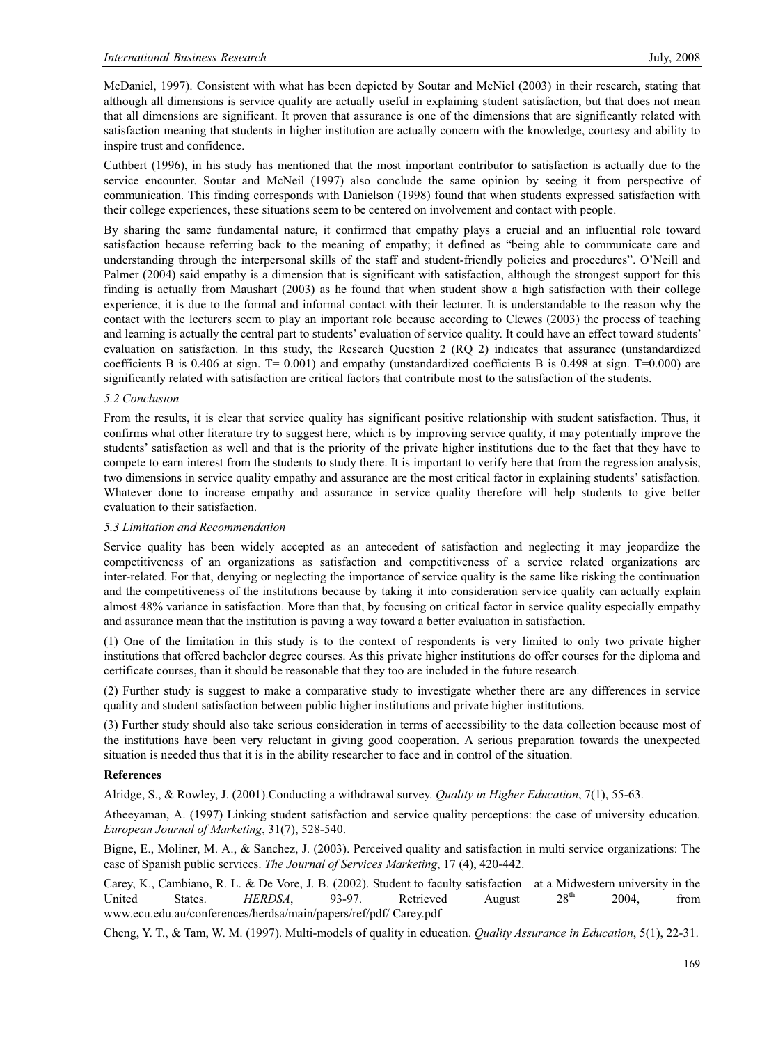McDaniel, 1997). Consistent with what has been depicted by Soutar and McNiel (2003) in their research, stating that although all dimensions is service quality are actually useful in explaining student satisfaction, but that does not mean that all dimensions are significant. It proven that assurance is one of the dimensions that are significantly related with satisfaction meaning that students in higher institution are actually concern with the knowledge, courtesy and ability to inspire trust and confidence.

Cuthbert (1996), in his study has mentioned that the most important contributor to satisfaction is actually due to the service encounter. Soutar and McNeil (1997) also conclude the same opinion by seeing it from perspective of communication. This finding corresponds with Danielson (1998) found that when students expressed satisfaction with their college experiences, these situations seem to be centered on involvement and contact with people.

By sharing the same fundamental nature, it confirmed that empathy plays a crucial and an influential role toward satisfaction because referring back to the meaning of empathy; it defined as "being able to communicate care and understanding through the interpersonal skills of the staff and student-friendly policies and procedures". O'Neill and Palmer (2004) said empathy is a dimension that is significant with satisfaction, although the strongest support for this finding is actually from Maushart (2003) as he found that when student show a high satisfaction with their college experience, it is due to the formal and informal contact with their lecturer. It is understandable to the reason why the contact with the lecturers seem to play an important role because according to Clewes (2003) the process of teaching and learning is actually the central part to students' evaluation of service quality. It could have an effect toward students' evaluation on satisfaction. In this study, the Research Question 2 (RQ 2) indicates that assurance (unstandardized coefficients B is 0.406 at sign. T= 0.001) and empathy (unstandardized coefficients B is 0.498 at sign. T=0.000) are significantly related with satisfaction are critical factors that contribute most to the satisfaction of the students.

*5.2 Conclusion*

From the results, it is clear that service quality has significant positive relationship with student satisfaction. Thus, it confirms what other literature try to suggest here, which is by improving service quality, it may potentially improve the students' satisfaction as well and that is the priority of the private higher institutions due to the fact that they have to compete to earn interest from the students to study there. It is important to verify here that from the regression analysis, two dimensions in service quality empathy and assurance are the most critical factor in explaining students' satisfaction. Whatever done to increase empathy and assurance in service quality therefore will help students to give better evaluation to their satisfaction.

*5.3 Limitation and Recommendation*

Service quality has been widely accepted as an antecedent of satisfaction and neglecting it may jeopardize the competitiveness of an organizations as satisfaction and competitiveness of a service related organizations are inter-related. For that, denying or neglecting the importance of service quality is the same like risking the continuation and the competitiveness of the institutions because by taking it into consideration service quality can actually explain almost 48% variance in satisfaction. More than that, by focusing on critical factor in service quality especially empathy and assurance mean that the institution is paving a way toward a better evaluation in satisfaction.

(1) One of the limitation in this study is to the context of respondents is very limited to only two private higher institutions that offered bachelor degree courses. As this private higher institutions do offer courses for the diploma and certificate courses, than it should be reasonable that they too are included in the future research.

(2) Further study is suggest to make a comparative study to investigate whether there are any differences in service quality and student satisfaction between public higher institutions and private higher institutions.

(3) Further study should also take serious consideration in terms of accessibility to the data collection because most of the institutions have been very reluctant in giving good cooperation. A serious preparation towards the unexpected situation is needed thus that it is in the ability researcher to face and in control of the situation.

**References**

Alridge, S., & Rowley, J. (2001).Conducting a withdrawal survey. *Quality in Higher Education*, 7(1), 55-63.

Atheeyaman, A. (1997) Linking student satisfaction and service quality perceptions: the case of university education. *European Journal of Marketing*, 31(7), 528-540.

Bigne, E., Moliner, M. A., & Sanchez, J. (2003). Perceived quality and satisfaction in multi service organizations: The case of Spanish public services. *The Journal of Services Marketing*, 17 (4), 420-442.

Carey, K., Cambiano, R. L. & De Vore, J. B. (2002). Student to faculty satisfaction at a Midwestern university in the United States. *HERDSA*, 93-97. Retrieved August 28th 2004, from www.ecu.edu.au/conferences/herdsa/main/papers/ref/pdf/ Carey.pdf

Cheng, Y. T., & Tam, W. M. (1997). Multi-models of quality in education. *Quality Assurance in Education*, 5(1), 22-31.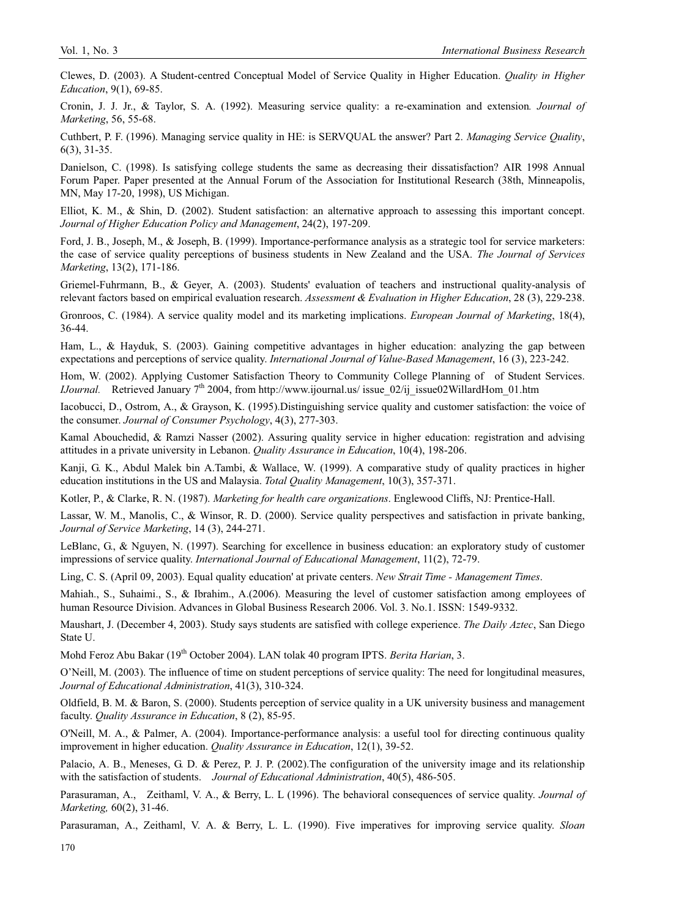Clewes, D. (2003). A Student-centred Conceptual Model of Service Quality in Higher Education. *Quality in Higher Education*, 9(1), 69-85.

Cronin, J. J. Jr., & Taylor, S. A. (1992). Measuring service quality: a re-examination and extension*. Journal of Marketing*, 56, 55-68.

Cuthbert, P. F. (1996). Managing service quality in HE: is SERVQUAL the answer? Part 2. *Managing Service Quality*, 6(3), 31-35.

Danielson, C. (1998). Is satisfying college students the same as decreasing their dissatisfaction? AIR 1998 Annual Forum Paper. Paper presented at the Annual Forum of the Association for Institutional Research (38th, Minneapolis, MN, May 17-20, 1998), US Michigan.

Elliot, K. M., & Shin, D. (2002). Student satisfaction: an alternative approach to assessing this important concept. *Journal of Higher Education Policy and Management*, 24(2), 197-209.

Ford, J. B., Joseph, M., & Joseph, B. (1999). Importance-performance analysis as a strategic tool for service marketers: the case of service quality perceptions of business students in New Zealand and the USA. *The Journal of Services Marketing*, 13(2), 171-186.

Griemel-Fuhrmann, B., & Geyer, A. (2003). Students' evaluation of teachers and instructional quality-analysis of relevant factors based on empirical evaluation research. *Assessment & Evaluation in Higher Education*, 28 (3), 229-238.

Gronroos, C. (1984). A service quality model and its marketing implications. *European Journal of Marketing*, 18(4), 36-44.

Ham, L., & Hayduk, S. (2003). Gaining competitive advantages in higher education: analyzing the gap between expectations and perceptions of service quality. *International Journal of Value-Based Management*, 16 (3), 223-242.

Hom, W. (2002). Applying Customer Satisfaction Theory to Community College Planning of of Student Services. *IJournal.* Retrieved January 7th 2004, from http://www.ijournal.us/ issue_02/ij_issue02WillardHom_01.htm

Iacobucci, D., Ostrom, A., & Grayson, K. (1995).Distinguishing service quality and customer satisfaction: the voice of the consumer. *Journal of Consumer Psychology*, 4(3), 277-303.

Kamal Abouchedid, & Ramzi Nasser (2002). Assuring quality service in higher education: registration and advising attitudes in a private university in Lebanon. *Quality Assurance in Education*, 10(4), 198-206.

Kanji, G. K., Abdul Malek bin A.Tambi, & Wallace, W. (1999). A comparative study of quality practices in higher education institutions in the US and Malaysia. *Total Quality Management*, 10(3), 357-371.

Kotler, P., & Clarke, R. N. (1987). *Marketing for health care organizations*. Englewood Cliffs, NJ: Prentice-Hall.

Lassar, W. M., Manolis, C., & Winsor, R. D. (2000). Service quality perspectives and satisfaction in private banking, *Journal of Service Marketing*, 14 (3), 244-271.

LeBlanc, G., & Nguyen, N. (1997). Searching for excellence in business education: an exploratory study of customer impressions of service quality. *International Journal of Educational Management*, 11(2), 72-79.

Ling, C. S. (April 09, 2003). Equal quality education' at private centers. *New Strait Time - Management Times*.

Mahiah., S., Suhaimi., S., & Ibrahim., A.(2006). Measuring the level of customer satisfaction among employees of human Resource Division. Advances in Global Business Research 2006. Vol. 3. No.1. ISSN: 1549-9332.

Maushart, J. (December 4, 2003). Study says students are satisfied with college experience. *The Daily Aztec*, San Diego State U.

Mohd Feroz Abu Bakar (19th October 2004). LAN tolak 40 program IPTS. *Berita Harian*, 3.

O'Neill, M. (2003). The influence of time on student perceptions of service quality: The need for longitudinal measures, *Journal of Educational Administration*, 41(3), 310-324.

Oldfield, B. M. & Baron, S. (2000). Students perception of service quality in a UK university business and management faculty. *Quality Assurance in Education*, 8 (2), 85-95.

O'Neill, M. A., & Palmer, A. (2004). Importance-performance analysis: a useful tool for directing continuous quality improvement in higher education. *Quality Assurance in Education*, 12(1), 39-52.

Palacio, A. B., Meneses, G. D. & Perez, P. J. P. (2002).The configuration of the university image and its relationship with the satisfaction of students. *Journal of Educational Administration*, 40(5), 486-505.

Parasuraman, A., Zeithaml, V. A., & Berry, L. L (1996). The behavioral consequences of service quality. *Journal of Marketing,* 60(2), 31-46.

Parasuraman, A., Zeithaml, V. A. & Berry, L. L. (1990). Five imperatives for improving service quality. *Sloan*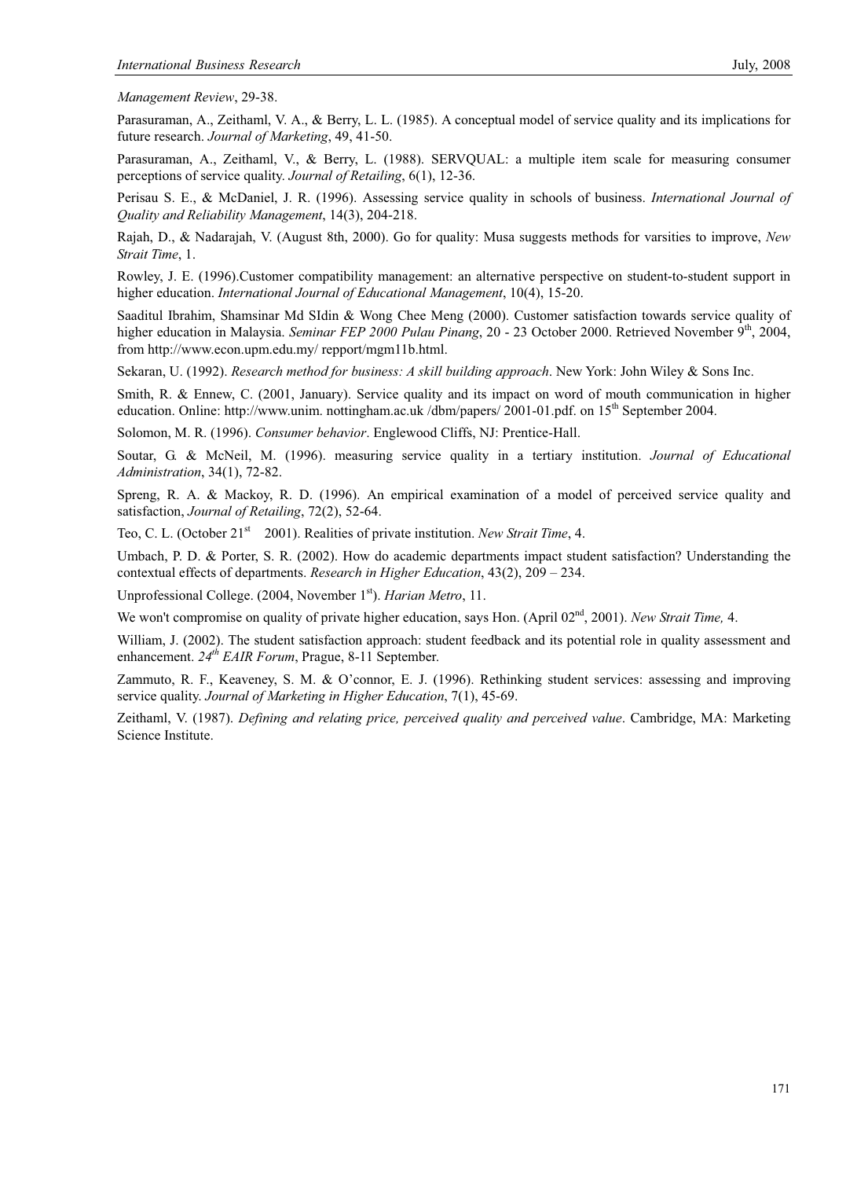*Management Review*, 29-38.

Parasuraman, A., Zeithaml, V. A., & Berry, L. L. (1985). A conceptual model of service quality and its implications for future research. *Journal of Marketing*, 49, 41-50.

Parasuraman, A., Zeithaml, V., & Berry, L. (1988). SERVQUAL: a multiple item scale for measuring consumer perceptions of service quality. *Journal of Retailing*, 6(1), 12-36.

Perisau S. E., & McDaniel, J. R. (1996). Assessing service quality in schools of business. *International Journal of Quality and Reliability Management*, 14(3), 204-218.

Rajah, D., & Nadarajah, V. (August 8th, 2000). Go for quality: Musa suggests methods for varsities to improve, *New Strait Time*, 1.

Rowley, J. E. (1996).Customer compatibility management: an alternative perspective on student-to-student support in higher education. *International Journal of Educational Management*, 10(4), 15-20.

Saaditul Ibrahim, Shamsinar Md SIdin & Wong Chee Meng (2000). Customer satisfaction towards service quality of higher education in Malaysia. *Seminar FEP 2000 Pulau Pinang*, 20 - 23 October 2000. Retrieved November 9th, 2004, from http://www.econ.upm.edu.my/ repport/mgm11b.html.

Sekaran, U. (1992). *Research method for business: A skill building approach*. New York: John Wiley & Sons Inc.

Smith, R. & Ennew, C. (2001, January). Service quality and its impact on word of mouth communication in higher education. Online: http://www.unim. nottingham.ac.uk /dbm/papers/ 2001-01.pdf. on 15th September 2004.

Solomon, M. R. (1996). *Consumer behavior*. Englewood Cliffs, NJ: Prentice-Hall.

Soutar, G. & McNeil, M. (1996). measuring service quality in a tertiary institution. *Journal of Educational Administration*, 34(1), 72-82.

Spreng, R. A. & Mackoy, R. D. (1996). An empirical examination of a model of perceived service quality and satisfaction, *Journal of Retailing*, 72(2), 52-64.

Teo, C. L. (October 21st 2001). Realities of private institution. *New Strait Time*, 4.

Umbach, P. D. & Porter, S. R. (2002). How do academic departments impact student satisfaction? Understanding the contextual effects of departments. *Research in Higher Education*, 43(2), 209 – 234.

Unprofessional College. (2004, November 1st). *Harian Metro*, 11.

We won't compromise on quality of private higher education, says Hon. (April 02nd, 2001). *New Strait Time,* 4.

William, J. (2002). The student satisfaction approach: student feedback and its potential role in quality assessment and enhancement. *24th EAIR Forum*, Prague, 8-11 September.

Zammuto, R. F., Keaveney, S. M. & O'connor, E. J. (1996). Rethinking student services: assessing and improving service quality. *Journal of Marketing in Higher Education*, 7(1), 45-69.

Zeithaml, V. (1987). *Defining and relating price, perceived quality and perceived value*. Cambridge, MA: Marketing Science Institute.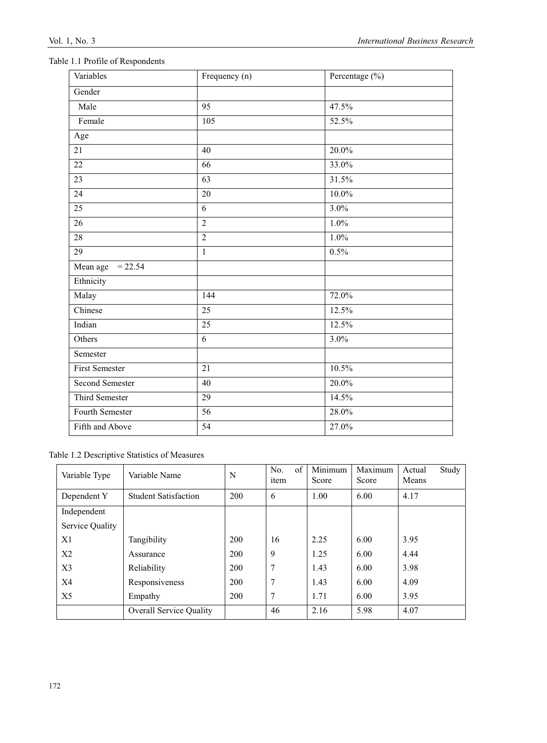Table 1.1 Profile of Respondents

| Variables | Frequency (n) | Percentage (%) |
|---|---|---|
| Gender | | |
| Male | 95 | 47.5% |
| Female | 105 | 52.5% |
| Age | | |
| 21 | 40 | 20.0% |
| 22 | 66 | 33.0% |
| 23 | 63 | 31.5% |
| 24 | 20 | 10.0% |
| 25 | 6 | 3.0% |
| 26 | 2 | 1.0% |
| 28 | 2 | 1.0% |
| 29 | 1 | 0.5% |
| Mean age = 22.54 | | |
| Ethnicity | | |
| Malay | 144 | 72.0% |
| Chinese | 25 | 12.5% |
| Indian | 25 | 12.5% |
| Others | 6 | 3.0% |
| Semester | | |
| First Semester | 21 | 10.5% |
| Second Semester | 40 | 20.0% |
| Third Semester | 29 | 14.5% |
| Fourth Semester | 56 | 28.0% |
| Fifth and Above | 54 | 27.0% |

Table 1.2 Descriptive Statistics of Measures

| Variable Type | Variable Name | N | No. of item | Minimum Score | Maximum Score | Actual Study Means |
|---|---|---|---|---|---|---|
| Dependent Y | Student Satisfaction | 200 | 6 | 1.00 | 6.00 | 4.17 |
| Independent Service Quality | | | | | | |
| X1 | Tangibility | 200 | 16 | 2.25 | 6.00 | 3.95 |
| X2 | Assurance | 200 | 9 | 1.25 | 6.00 | 4.44 |
| X3 | Reliability | 200 | 7 | 1.43 | 6.00 | 3.98 |
| X4 | Responsiveness | 200 | 7 | 1.43 | 6.00 | 4.09 |
| X5 | Empathy | 200 | 7 | 1.71 | 6.00 | 3.95 |
| | Overall Service Quality | | 46 | 2.16 | 5.98 | 4.07 |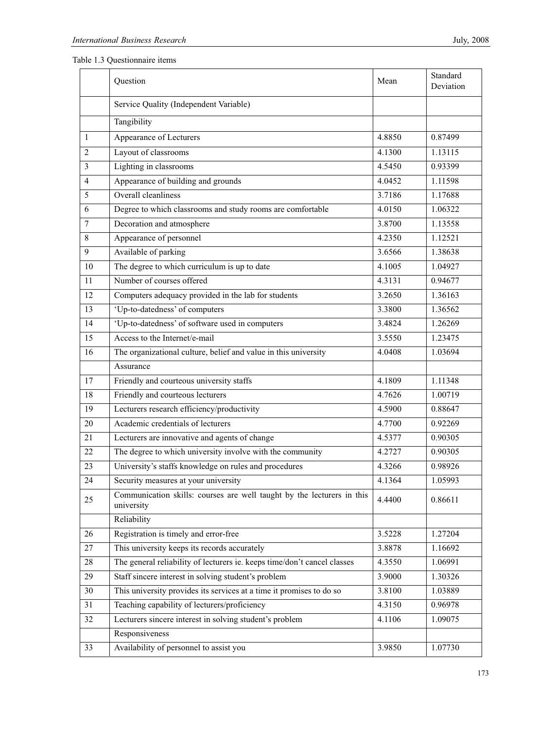Table 1.3 Questionnaire items

| | Question | Mean | Standard Deviation |
|---|---|---|---|
| | Service Quality (Independent Variable) | | |
| | Tangibility | | |
| 1 | Appearance of Lecturers | 4.8850 | 0.87499 |
| 2 | Layout of classrooms | 4.1300 | 1.13115 |
| 3 | Lighting in classrooms | 4.5450 | 0.93399 |
| 4 | Appearance of building and grounds | 4.0452 | 1.11598 |
| 5 | Overall cleanliness | 3.7186 | 1.17688 |
| 6 | Degree to which classrooms and study rooms are comfortable | 4.0150 | 1.06322 |
| 7 | Decoration and atmosphere | 3.8700 | 1.13558 |
| 8 | Appearance of personnel | 4.2350 | 1.12521 |
| 9 | Available of parking | 3.6566 | 1.38638 |
| 10 | The degree to which curriculum is up to date | 4.1005 | 1.04927 |
| 11 | Number of courses offered | 4.3131 | 0.94677 |
| 12 | Computers adequacy provided in the lab for students | 3.2650 | 1.36163 |
| 13 | 'Up-to-datedness' of computers | 3.3800 | 1.36562 |
| 14 | 'Up-to-datedness' of software used in computers | 3.4824 | 1.26269 |
| 15 | Access to the Internet/e-mail | 3.5550 | 1.23475 |
| 16 | The organizational culture, belief and value in this university | 4.0408 | 1.03694 |
| | Assurance | | |
| 17 | Friendly and courteous university staffs | 4.1809 | 1.11348 |
| 18 | Friendly and courteous lecturers | 4.7626 | 1.00719 |
| 19 | Lecturers research efficiency/productivity | 4.5900 | 0.88647 |
| 20 | Academic credentials of lecturers | 4.7700 | 0.92269 |
| 21 | Lecturers are innovative and agents of change | 4.5377 | 0.90305 |
| 22 | The degree to which university involve with the community | 4.2727 | 0.90305 |
| 23 | University's staffs knowledge on rules and procedures | 4.3266 | 0.98926 |
| 24 | Security measures at your university | 4.1364 | 1.05993 |
| 25 | Communication skills: courses are well taught by the lecturers in this university | 4.4400 | 0.86611 |
| | Reliability | | |
| 26 | Registration is timely and error-free | 3.5228 | 1.27204 |
| 27 | This university keeps its records accurately | 3.8878 | 1.16692 |
| 28 | The general reliability of lecturers ie. keeps time/don't cancel classes | 4.3550 | 1.06991 |
| 29 | Staff sincere interest in solving student's problem | 3.9000 | 1.30326 |
| 30 | This university provides its services at a time it promises to do so | 3.8100 | 1.03889 |
| 31 | Teaching capability of lecturers/proficiency | 4.3150 | 0.96978 |
| 32 | Lecturers sincere interest in solving student's problem | 4.1106 | 1.09075 |
| | Responsiveness | | |
| 33 | Availability of personnel to assist you | 3.9850 | 1.07730 |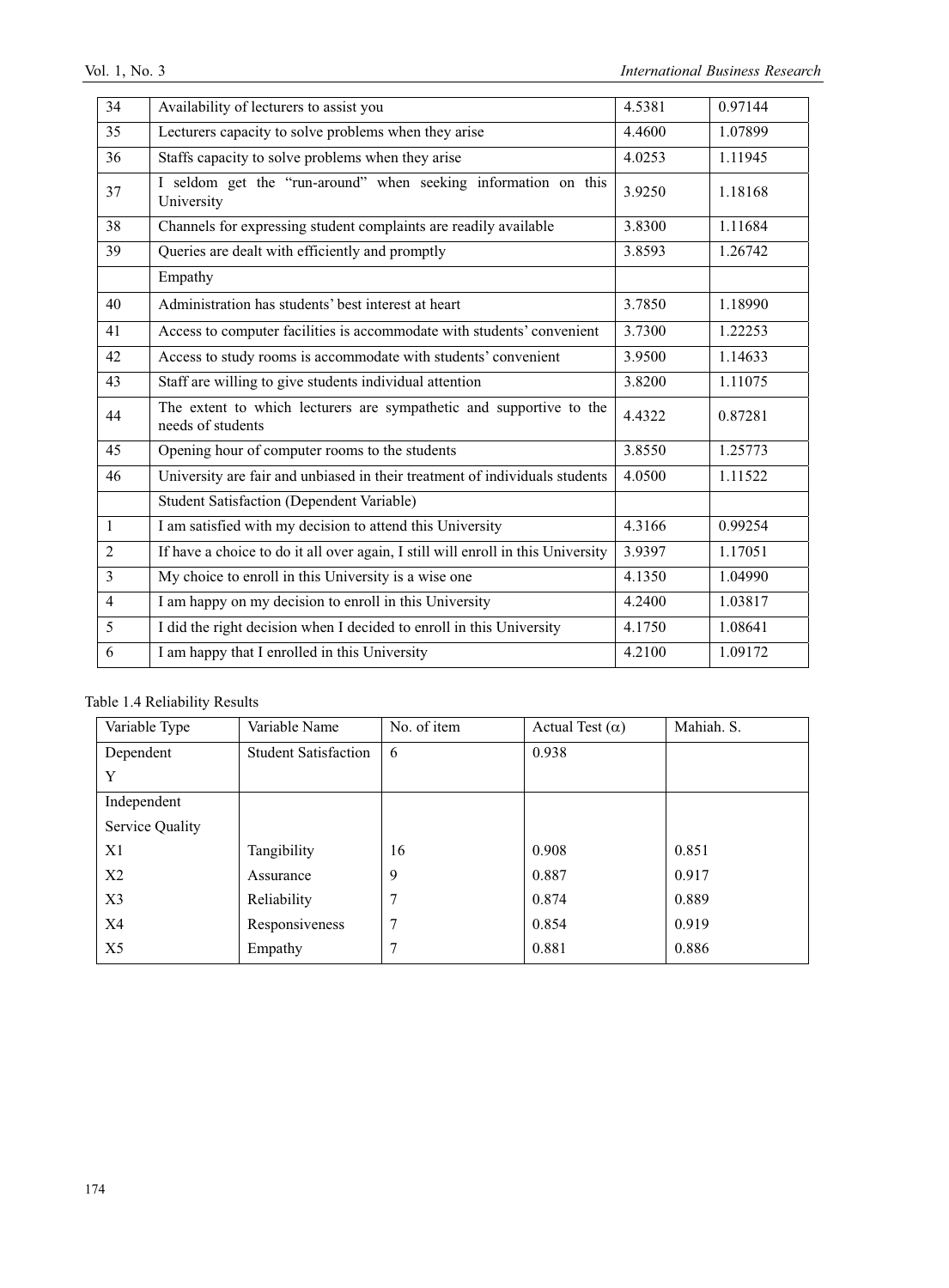| | | | |
|---|---|---|---|
| 34 | Availability of lecturers to assist you | 4.5381 | 0.97144 |
| 35 | Lecturers capacity to solve problems when they arise | 4.4600 | 1.07899 |
| 36 | Staffs capacity to solve problems when they arise | 4.0253 | 1.11945 |
| 37 | I seldom get the "run-around" when seeking information on this University | 3.9250 | 1.18168 |
| 38 | Channels for expressing student complaints are readily available | 3.8300 | 1.11684 |
| 39 | Queries are dealt with efficiently and promptly | 3.8593 | 1.26742 |
| | Empathy | | |
| 40 | Administration has students' best interest at heart | 3.7850 | 1.18990 |
| 41 | Access to computer facilities is accommodate with students' convenient | 3.7300 | 1.22253 |
| 42 | Access to study rooms is accommodate with students' convenient | 3.9500 | 1.14633 |
| 43 | Staff are willing to give students individual attention | 3.8200 | 1.11075 |
| 44 | The extent to which lecturers are sympathetic and supportive to the needs of students | 4.4322 | 0.87281 |
| 45 | Opening hour of computer rooms to the students | 3.8550 | 1.25773 |
| 46 | University are fair and unbiased in their treatment of individuals students | 4.0500 | 1.11522 |
| | Student Satisfaction (Dependent Variable) | | |
| 1 | I am satisfied with my decision to attend this University | 4.3166 | 0.99254 |
| 2 | If have a choice to do it all over again, I still will enroll in this University | 3.9397 | 1.17051 |
| 3 | My choice to enroll in this University is a wise one | 4.1350 | 1.04990 |
| 4 | I am happy on my decision to enroll in this University | 4.2400 | 1.03817 |
| 5 | I did the right decision when I decided to enroll in this University | 4.1750 | 1.08641 |
| 6 | I am happy that I enrolled in this University | 4.2100 | 1.09172 |

Table 1.4 Reliability Results

| Variable Type | Variable Name | No. of item | Actual Test ($\alpha$) | Mahiah. S. |
|---|---|---|---|---|
| Dependent Y | Student Satisfaction | 6 | 0.938 | |
| Independent Service Quality | | | | |
| X1 | Tangibility | 16 | 0.908 | 0.851 |
| X2 | Assurance | 9 | 0.887 | 0.917 |
| X3 | Reliability | 7 | 0.874 | 0.889 |
| X4 | Responsiveness | 7 | 0.854 | 0.919 |
| X5 | Empathy | 7 | 0.881 | 0.886 |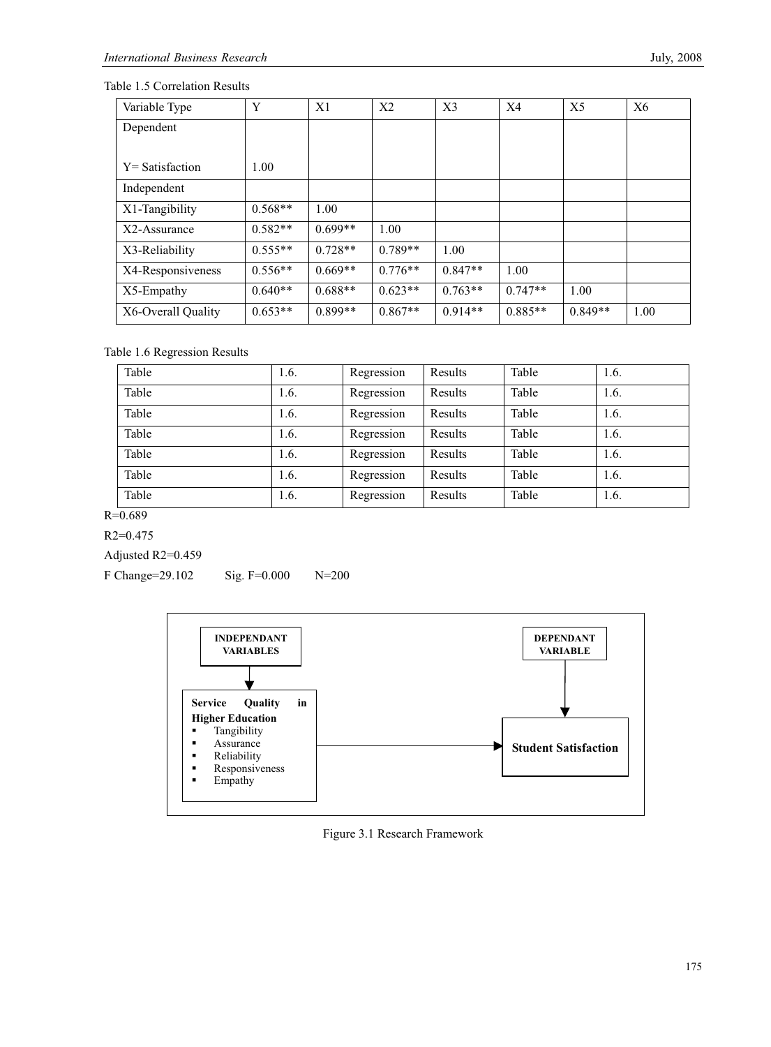Table 1.5 Correlation Results

| Variable Type | Y | X1 | X2 | X3 | X4 | X5 | X6 |
|---|---|---|---|---|---|---|---|
| Dependent<br><br>Y= Satisfaction | 1.00 | | | | | | |
| Independent | | | | | | | |
| X1-Tangibility | 0.568** | 1.00 | | | | | |
| X2-Assurance | 0.582** | 0.699** | 1.00 | | | | |
| X3-Reliability | 0.555** | 0.728** | 0.789** | 1.00 | | | |
| X4-Responsiveness | 0.556** | 0.669** | 0.776** | 0.847** | 1.00 | | |
| X5-Empathy | 0.640** | 0.688** | 0.623** | 0.763** | 0.747** | 1.00 | |
| X6-Overall Quality | 0.653** | 0.899** | 0.867** | 0.914** | 0.885** | 0.849** | 1.00 |

Table 1.6 Regression Results

| | | | | | |
|---|---|---|---|---|---|
| Table | 1.6. | Regression | Results | Table | 1.6. |
| Table | 1.6. | Regression | Results | Table | 1.6. |
| Table | 1.6. | Regression | Results | Table | 1.6. |
| Table | 1.6. | Regression | Results | Table | 1.6. |
| Table | 1.6. | Regression | Results | Table | 1.6. |
| Table | 1.6. | Regression | Results | Table | 1.6. |
| Table | 1.6. | Regression | Results | Table | 1.6. |

R=0.689

R2=0.475

Adjusted R2=0.459

F Change=29.102 Sig. F=0.000 N=200

INDEPENDANT VARIABLES

DEPENDANT VARIABLE

**Service Quality in Higher Education**
- Tangibility
- Assurance
- Reliability
- Responsiveness
- Empathy

**Student Satisfaction**

Figure 3.1 Research Framework